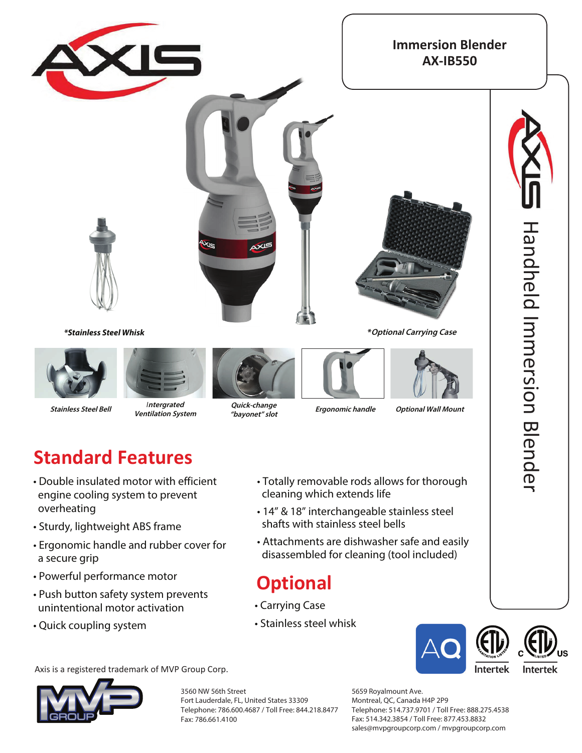# Immersion Blender
## AX-IB550

Handheld Immersion Blender

***Stainless Steel Whisk**

***Optional Carrying Case**

***Stainless Steel Bell***

***Intergrated Ventilation System***

***Quick-change "bayonet" slot***

***Ergonomic handle***

***Optional Wall Mount***

## Standard Features

- Double insulated motor with efficient engine cooling system to prevent overheating
- Sturdy, lightweight ABS frame
- Ergonomic handle and rubber cover for a secure grip
- Powerful performance motor
- Push button safety system prevents unintentional motor activation
- Quick coupling system
- Totally removable rods allows for thorough cleaning which extends life
- 14" & 18" interchangeable stainless steel shafts with stainless steel bells
- Attachments are dishwasher safe and easily disassembled for cleaning (tool included)

## Optional

- Carrying Case
- Stainless steel whisk

Intertek Intertek

Axis is a registered trademark of MVP Group Corp.

3560 NW 56th Street
Fort Lauderdale, FL, United States 33309
Telephone: 786.600.4687 / Toll Free: 844.218.8477
Fax: 786.661.4100

5659 Royalmount Ave.
Montreal, QC, Canada H4P 2P9
Telephone: 514.737.9701 / Toll Free: 888.275.4538
Fax: 514.342.3854 / Toll Free: 877.453.8832
sales@mvpgroupcorp.com / mvpgroupcorp.com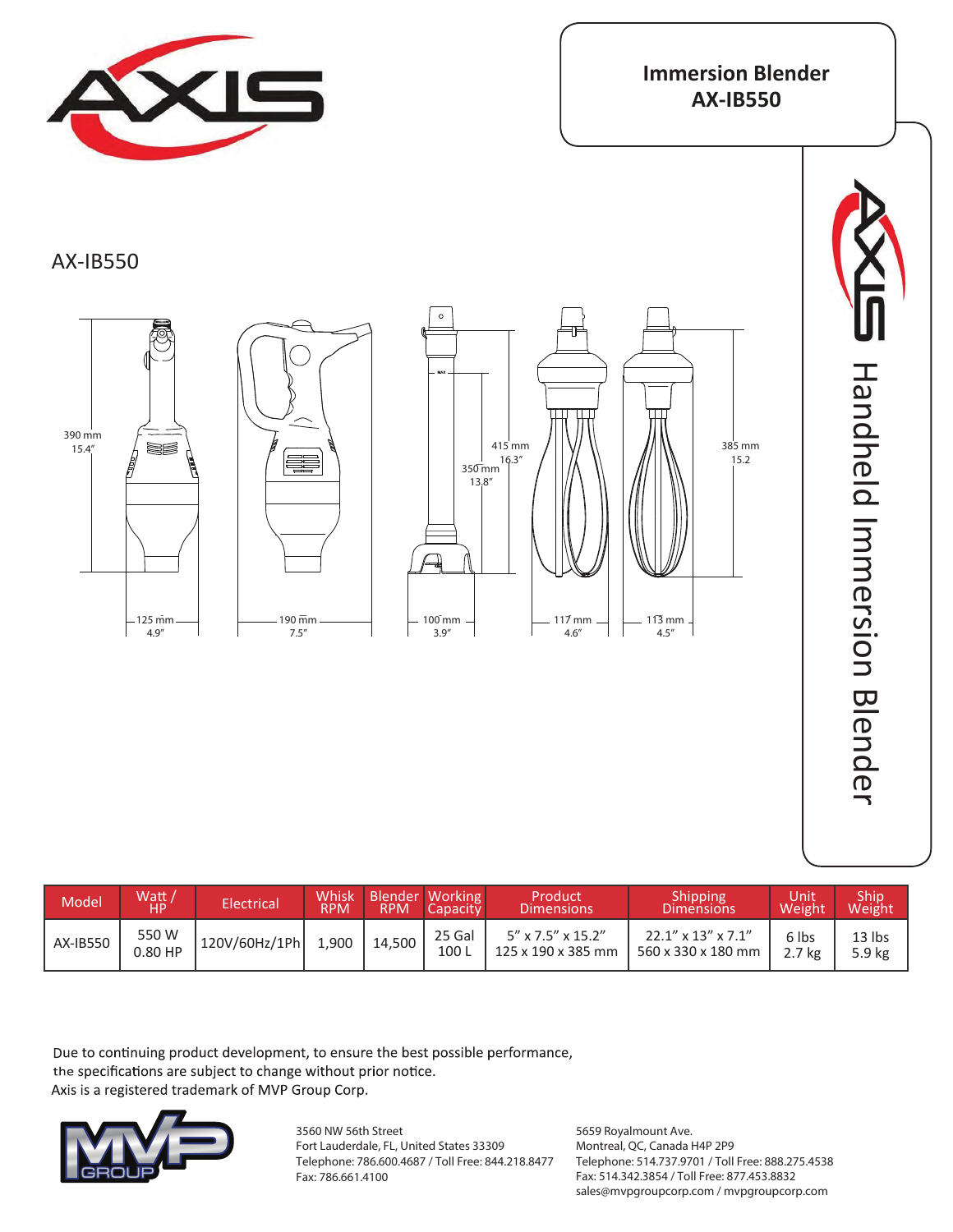# Immersion Blender
## AX-IB550

Handheld Immersion Blender

AX-IB550

390 mm
15.4"

125 mm
4.9"

190 mm
7.5"

415 mm
16.3"

350 mm
13.8"

100 mm
3.9"

117 mm
4.6"

385 mm
15.2

113 mm
4.5"

| Model | Watt / HP | Electrical | Whisk RPM | Blender RPM | Working Capacity | Product Dimensions | Shipping Dimensions | Unit Weight | Ship Weight |
|---|---|---|---|---|---|---|---|---|---|
| AX-IB550 | 550 W 0.80 HP | 120V/60Hz/1Ph | 1,900 | 14,500 | 25 Gal 100 L | 5" x 7.5" x 15.2" 125 x 190 x 385 mm | 22.1" x 13" x 7.1" 560 x 330 x 180 mm | 6 lbs 2.7 kg | 13 lbs 5.9 kg |

Due to continuing product development, to ensure the best possible performance, the specifications are subject to change without prior notice.
Axis is a registered trademark of MVP Group Corp.

3560 NW 56th Street
Fort Lauderdale, FL, United States 33309
Telephone: 786.600.4687 / Toll Free: 844.218.8477
Fax: 786.661.4100

5659 Royalmount Ave.
Montreal, QC, Canada H4P 2P9
Telephone: 514.737.9701 / Toll Free: 888.275.4538
Fax: 514.342.3854 / Toll Free: 877.453.8832
sales@mvpgroupcorp.com / mvpgroupcorp.com